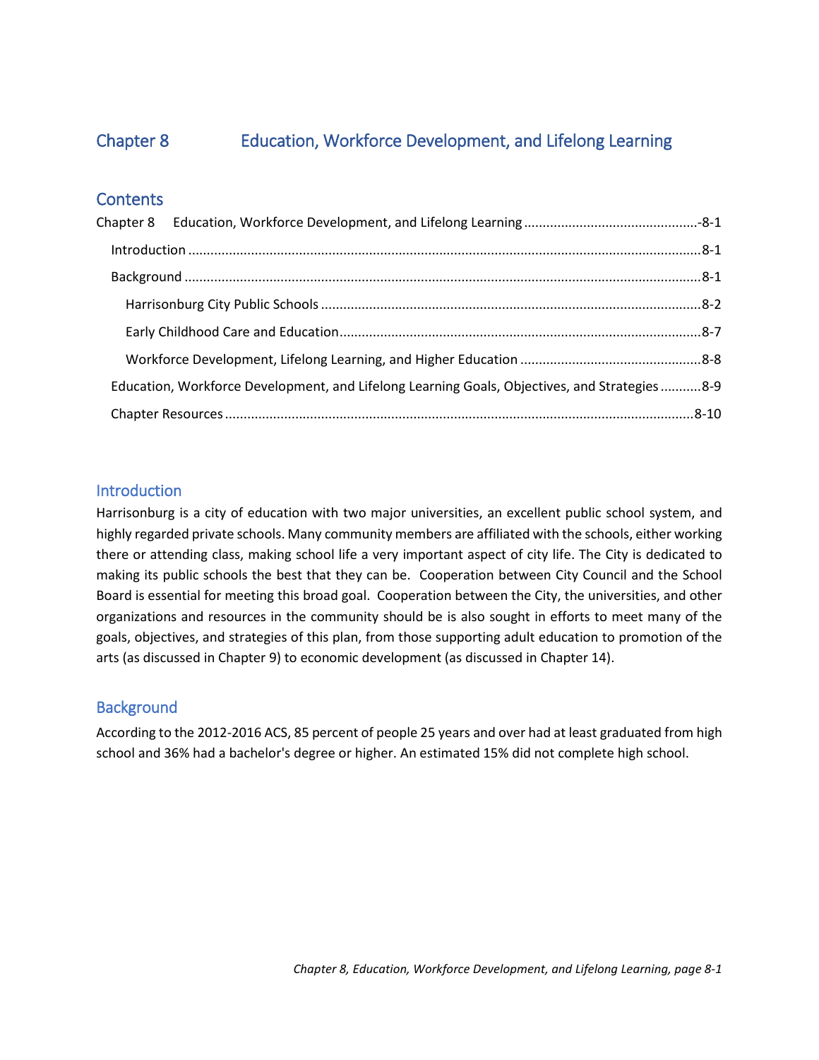# Chapter 8 Education, Workforce Development, and Lifelong Learning

## Contents

Chapter 8 Education, Workforce Development, and Lifelong Learning ....................................................-8-1

- Introduction ..........................................................................................................................................8-1
- Background ..........................................................................................................................................8-1
  - Harrisonburg City Public Schools ......................................................................................................8-2
  - Early Childhood Care and Education..................................................................................................8-7
  - Workforce Development, Lifelong Learning, and Higher Education ..................................................8-8
- Education, Workforce Development, and Lifelong Learning Goals, Objectives, and Strategies ...........8-9
- Chapter Resources .............................................................................................................................8-10

## Introduction

Harrisonburg is a city of education with two major universities, an excellent public school system, and highly regarded private schools. Many community members are affiliated with the schools, either working there or attending class, making school life a very important aspect of city life. The City is dedicated to making its public schools the best that they can be. Cooperation between City Council and the School Board is essential for meeting this broad goal. Cooperation between the City, the universities, and other organizations and resources in the community should be is also sought in efforts to meet many of the goals, objectives, and strategies of this plan, from those supporting adult education to promotion of the arts (as discussed in Chapter 9) to economic development (as discussed in Chapter 14).

## Background

According to the 2012-2016 ACS, 85 percent of people 25 years and over had at least graduated from high school and 36% had a bachelor's degree or higher. An estimated 15% did not complete high school.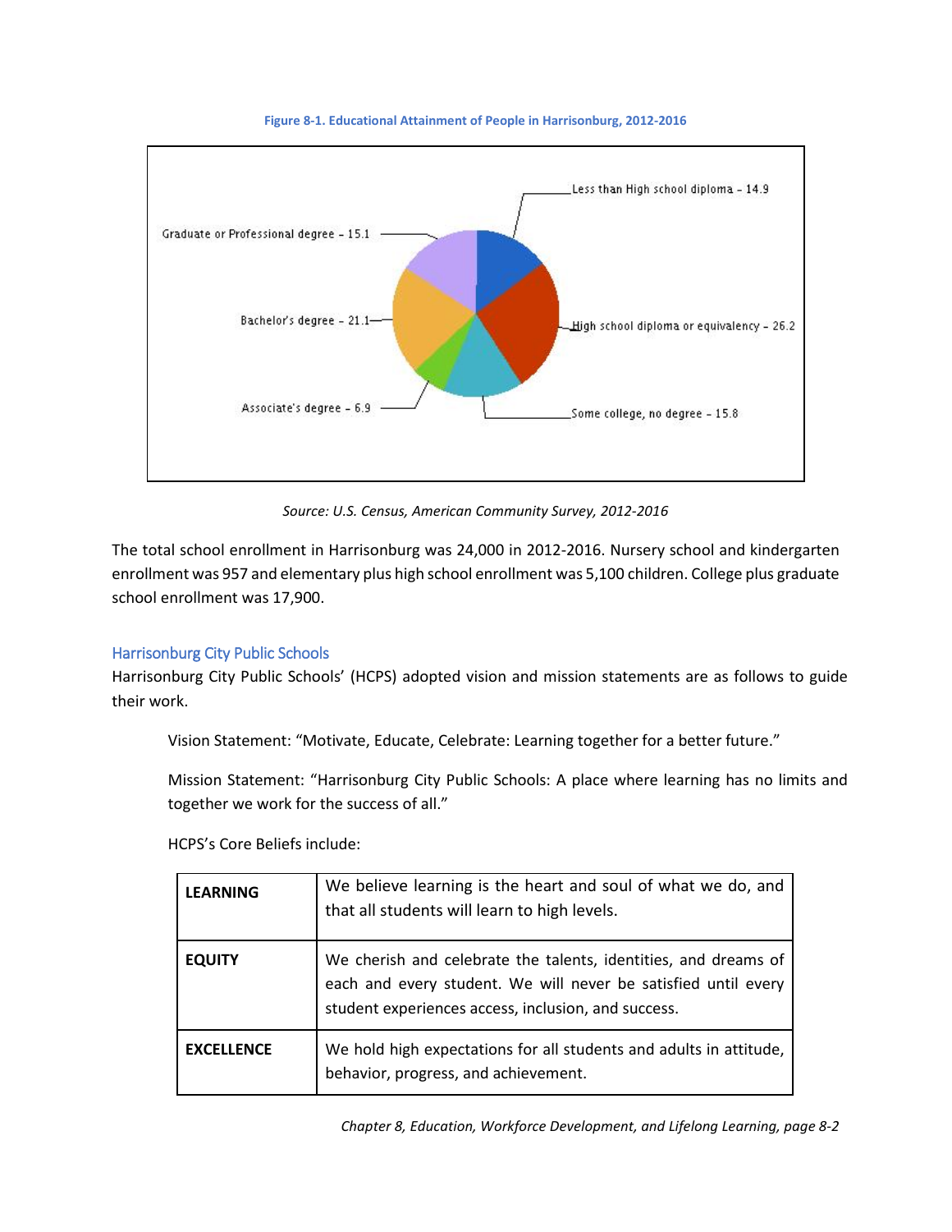**Figure 8-1. Educational Attainment of People in Harrisonburg, 2012-2016**

*Source: U.S. Census, American Community Survey, 2012-2016*

The total school enrollment in Harrisonburg was 24,000 in 2012-2016. Nursery school and kindergarten enrollment was 957 and elementary plus high school enrollment was 5,100 children. College plus graduate school enrollment was 17,900.

## Harrisonburg City Public Schools

Harrisonburg City Public Schools' (HCPS) adopted vision and mission statements are as follows to guide their work.

> Vision Statement: "Motivate, Educate, Celebrate: Learning together for a better future."
>
> Mission Statement: "Harrisonburg City Public Schools: A place where learning has no limits and together we work for the success of all."
>
> HCPS's Core Beliefs include:

| | |
|---|---|
| **LEARNING** | We believe learning is the heart and soul of what we do, and that all students will learn to high levels. |
| **EQUITY** | We cherish and celebrate the talents, identities, and dreams of each and every student. We will never be satisfied until every student experiences access, inclusion, and success. |
| **EXCELLENCE** | We hold high expectations for all students and adults in attitude, behavior, progress, and achievement. |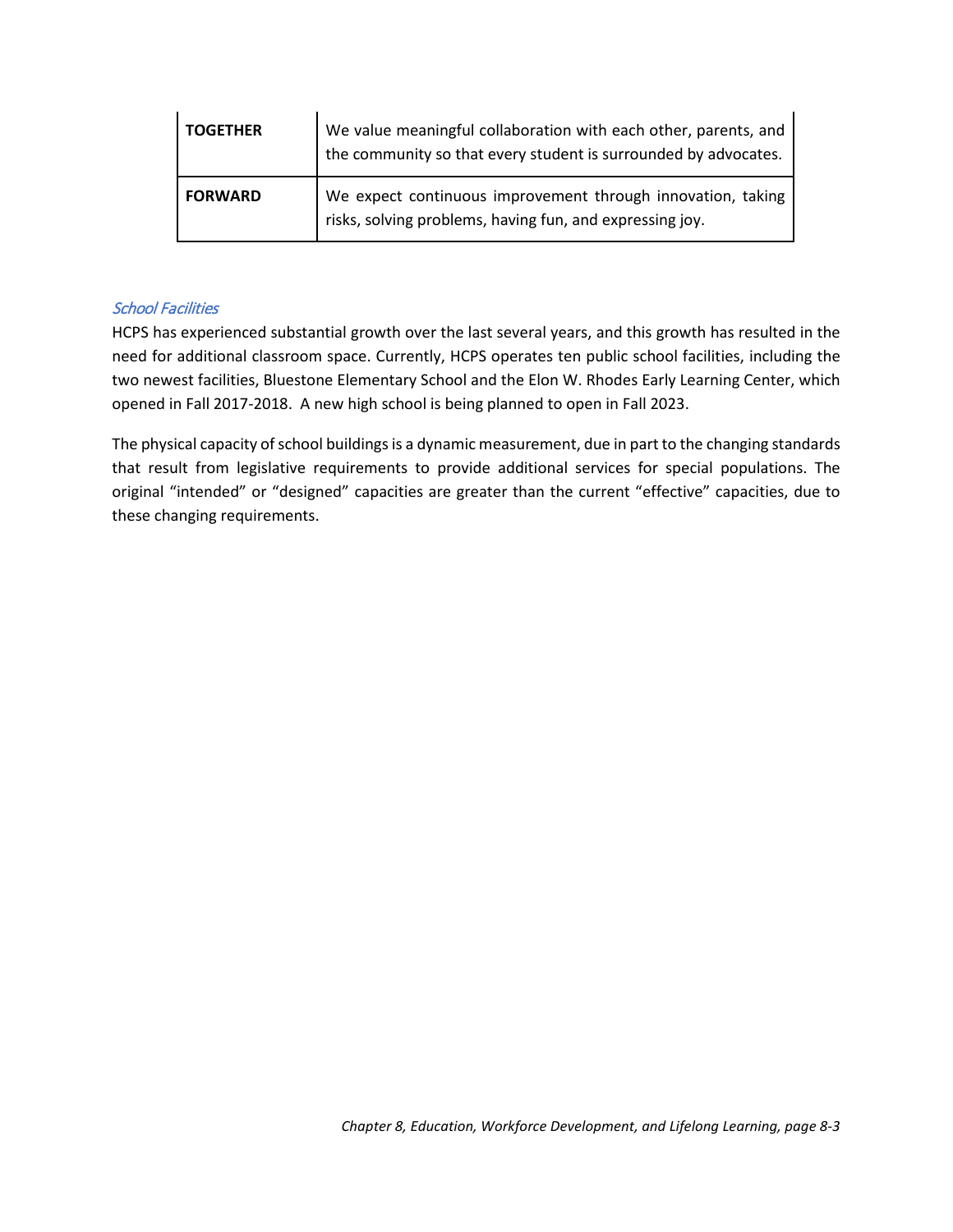| **TOGETHER** | We value meaningful collaboration with each other, parents, and the community so that every student is surrounded by advocates. |
|---|---|
| **FORWARD** | We expect continuous improvement through innovation, taking risks, solving problems, having fun, and expressing joy. |

### *School Facilities*

HCPS has experienced substantial growth over the last several years, and this growth has resulted in the need for additional classroom space. Currently, HCPS operates ten public school facilities, including the two newest facilities, Bluestone Elementary School and the Elon W. Rhodes Early Learning Center, which opened in Fall 2017-2018. A new high school is being planned to open in Fall 2023.

The physical capacity of school buildings is a dynamic measurement, due in part to the changing standards that result from legislative requirements to provide additional services for special populations. The original "intended" or "designed" capacities are greater than the current "effective" capacities, due to these changing requirements.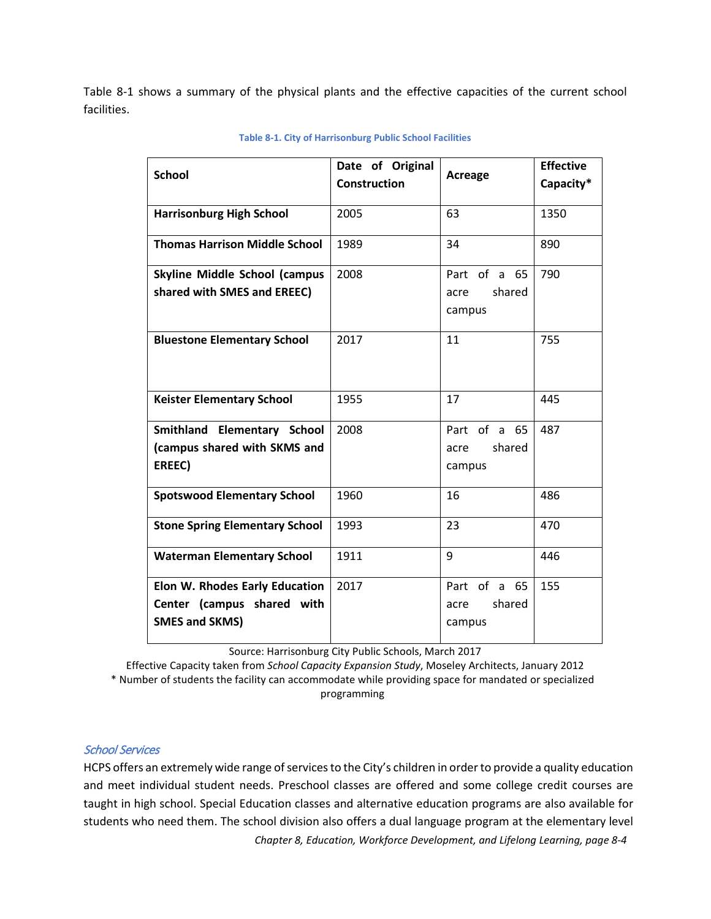Table 8-1 shows a summary of the physical plants and the effective capacities of the current school facilities.

**Table 8-1. City of Harrisonburg Public School Facilities**

| School | Date of Original Construction | Acreage | Effective Capacity* |
|---|---|---|---|
| **Harrisonburg High School** | 2005 | 63 | 1350 |
| **Thomas Harrison Middle School** | 1989 | 34 | 890 |
| **Skyline Middle School (campus shared with SMES and EREEC)** | 2008 | Part of a 65 acre shared campus | 790 |
| **Bluestone Elementary School** | 2017 | 11 | 755 |
| **Keister Elementary School** | 1955 | 17 | 445 |
| **Smithland Elementary School (campus shared with SKMS and EREEC)** | 2008 | Part of a 65 acre shared campus | 487 |
| **Spotswood Elementary School** | 1960 | 16 | 486 |
| **Stone Spring Elementary School** | 1993 | 23 | 470 |
| **Waterman Elementary School** | 1911 | 9 | 446 |
| **Elon W. Rhodes Early Education Center (campus shared with SMES and SKMS)** | 2017 | Part of a 65 acre shared campus | 155 |

Source: Harrisonburg City Public Schools, March 2017

Effective Capacity taken from *School Capacity Expansion Study*, Moseley Architects, January 2012

* Number of students the facility can accommodate while providing space for mandated or specialized programming

### *School Services*

HCPS offers an extremely wide range of services to the City's children in order to provide a quality education and meet individual student needs. Preschool classes are offered and some college credit courses are taught in high school. Special Education classes and alternative education programs are also available for students who need them. The school division also offers a dual language program at the elementary level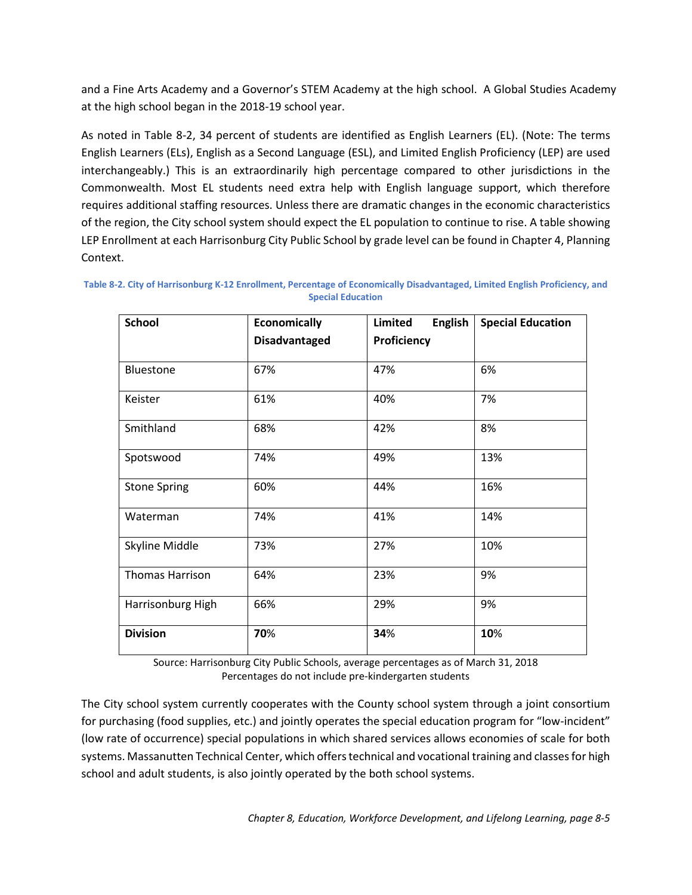and a Fine Arts Academy and a Governor's STEM Academy at the high school. A Global Studies Academy at the high school began in the 2018-19 school year.

As noted in Table 8-2, 34 percent of students are identified as English Learners (EL). (Note: The terms English Learners (ELs), English as a Second Language (ESL), and Limited English Proficiency (LEP) are used interchangeably.) This is an extraordinarily high percentage compared to other jurisdictions in the Commonwealth. Most EL students need extra help with English language support, which therefore requires additional staffing resources. Unless there are dramatic changes in the economic characteristics of the region, the City school system should expect the EL population to continue to rise. A table showing LEP Enrollment at each Harrisonburg City Public School by grade level can be found in Chapter 4, Planning Context.

**Table 8-2. City of Harrisonburg K-12 Enrollment, Percentage of Economically Disadvantaged, Limited English Proficiency, and Special Education**

| School | Economically Disadvantaged | Limited English Proficiency | Special Education |
|---|---|---|---|
| Bluestone | 67% | 47% | 6% |
| Keister | 61% | 40% | 7% |
| Smithland | 68% | 42% | 8% |
| Spotswood | 74% | 49% | 13% |
| Stone Spring | 60% | 44% | 16% |
| Waterman | 74% | 41% | 14% |
| Skyline Middle | 73% | 27% | 10% |
| Thomas Harrison | 64% | 23% | 9% |
| Harrisonburg High | 66% | 29% | 9% |
| **Division** | **70**% | **34**% | **10**% |

Source: Harrisonburg City Public Schools, average percentages as of March 31, 2018
Percentages do not include pre-kindergarten students

The City school system currently cooperates with the County school system through a joint consortium for purchasing (food supplies, etc.) and jointly operates the special education program for "low-incident" (low rate of occurrence) special populations in which shared services allows economies of scale for both systems. Massanutten Technical Center, which offers technical and vocational training and classes for high school and adult students, is also jointly operated by the both school systems.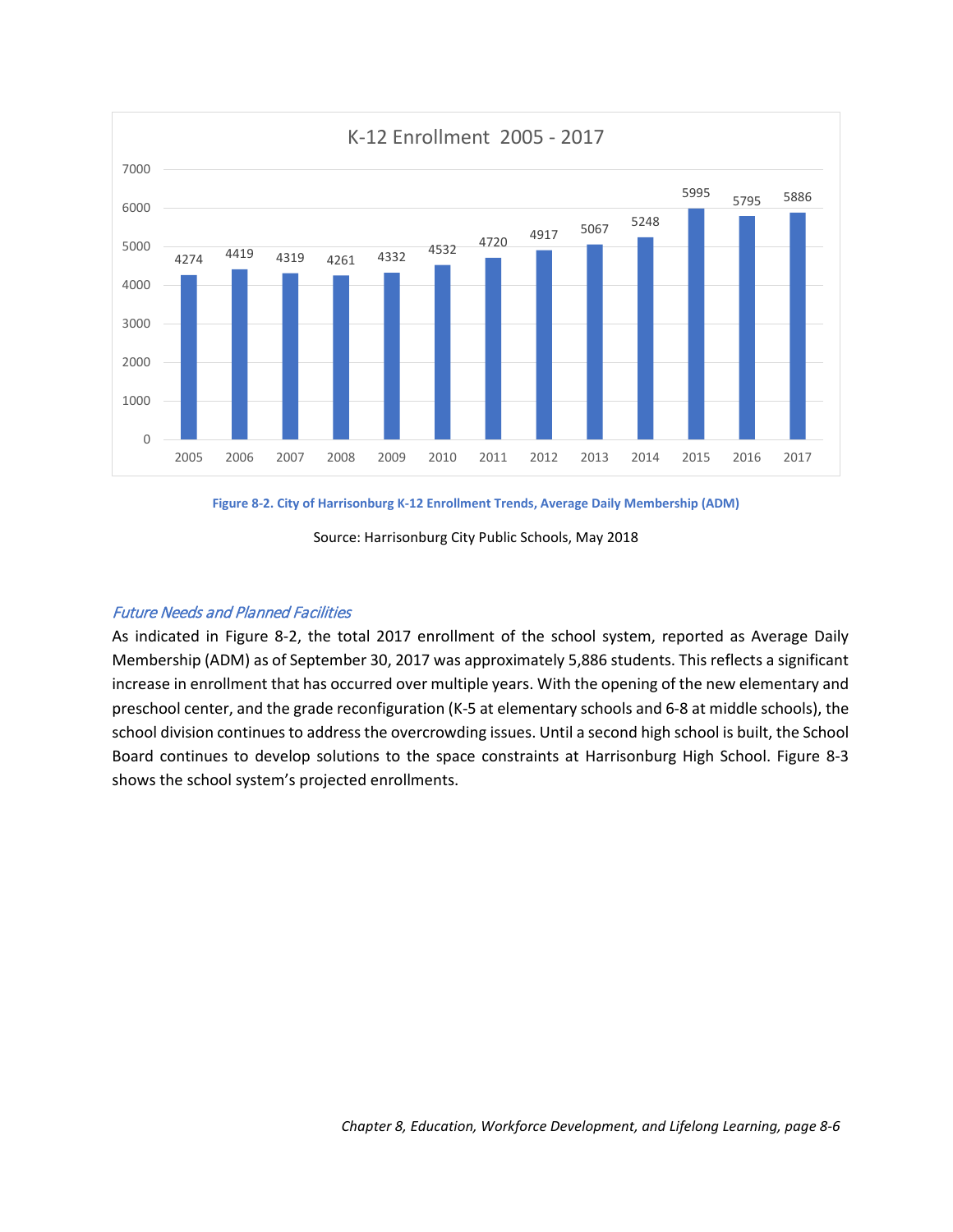K-12 Enrollment 2005 - 2017

| Year | 2005 | 2006 | 2007 | 2008 | 2009 | 2010 | 2011 | 2012 | 2013 | 2014 | 2015 | 2016 | 2017 |
|---|---|---|---|---|---|---|---|---|---|---|---|---|---|
| Enrollment | 4274 | 4419 | 4319 | 4261 | 4332 | 4532 | 4720 | 4917 | 5067 | 5248 | 5995 | 5795 | 5886 |

**Figure 8-2. City of Harrisonburg K-12 Enrollment Trends, Average Daily Membership (ADM)**

Source: Harrisonburg City Public Schools, May 2018

### *Future Needs and Planned Facilities*

As indicated in Figure 8-2, the total 2017 enrollment of the school system, reported as Average Daily Membership (ADM) as of September 30, 2017 was approximately 5,886 students. This reflects a significant increase in enrollment that has occurred over multiple years. With the opening of the new elementary and preschool center, and the grade reconfiguration (K-5 at elementary schools and 6-8 at middle schools), the school division continues to address the overcrowding issues. Until a second high school is built, the School Board continues to develop solutions to the space constraints at Harrisonburg High School. Figure 8-3 shows the school system's projected enrollments.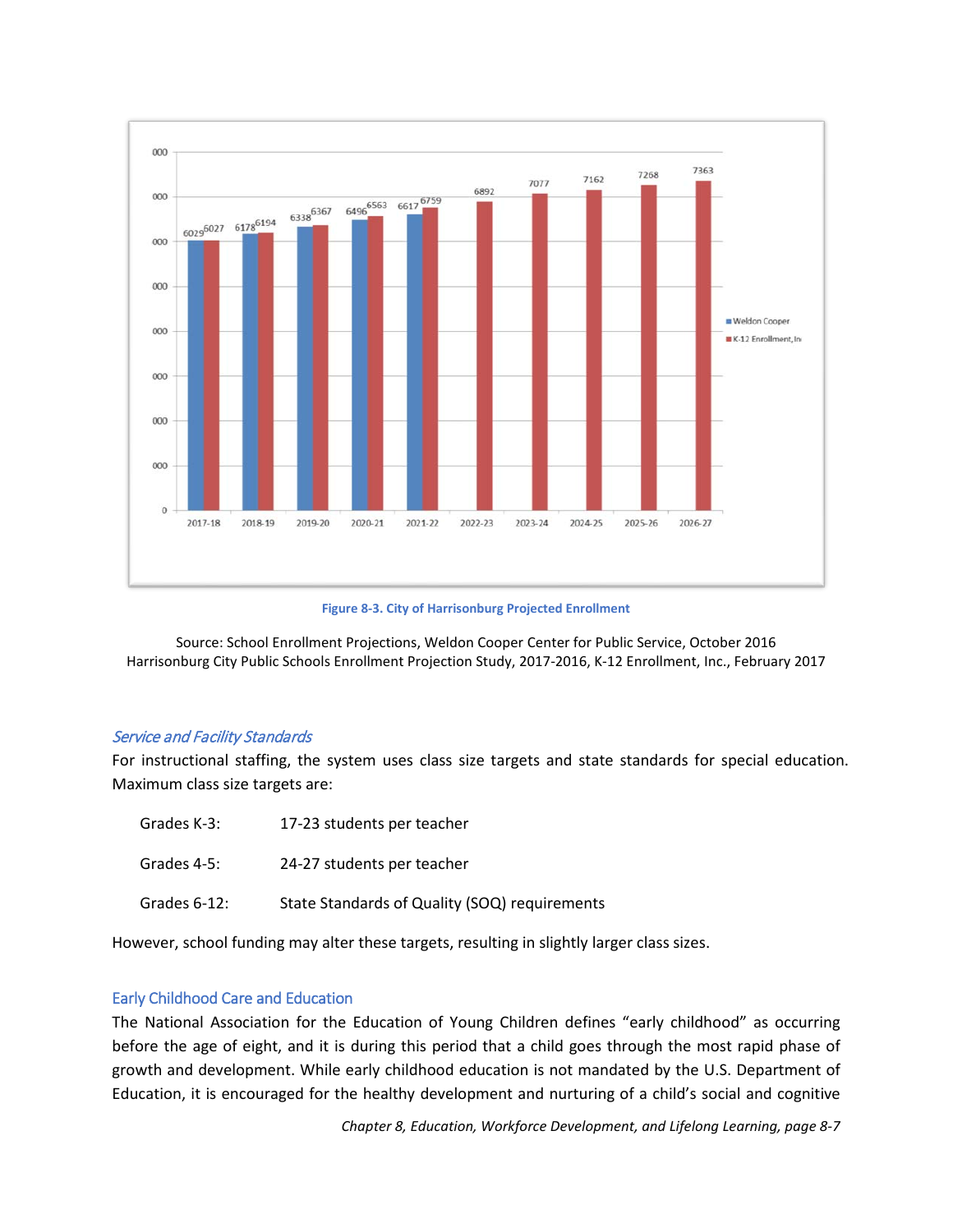Figure 8-3. City of Harrisonburg Projected Enrollment

Source: School Enrollment Projections, Weldon Cooper Center for Public Service, October 2016
Harrisonburg City Public Schools Enrollment Projection Study, 2017-2016, K-12 Enrollment, Inc., February 2017

### *Service and Facility Standards*

For instructional staffing, the system uses class size targets and state standards for special education. Maximum class size targets are:

| | |
|---|---|
| Grades K-3: | 17-23 students per teacher |
| Grades 4-5: | 24-27 students per teacher |
| Grades 6-12: | State Standards of Quality (SOQ) requirements |

However, school funding may alter these targets, resulting in slightly larger class sizes.

### Early Childhood Care and Education

The National Association for the Education of Young Children defines "early childhood" as occurring before the age of eight, and it is during this period that a child goes through the most rapid phase of growth and development. While early childhood education is not mandated by the U.S. Department of Education, it is encouraged for the healthy development and nurturing of a child's social and cognitive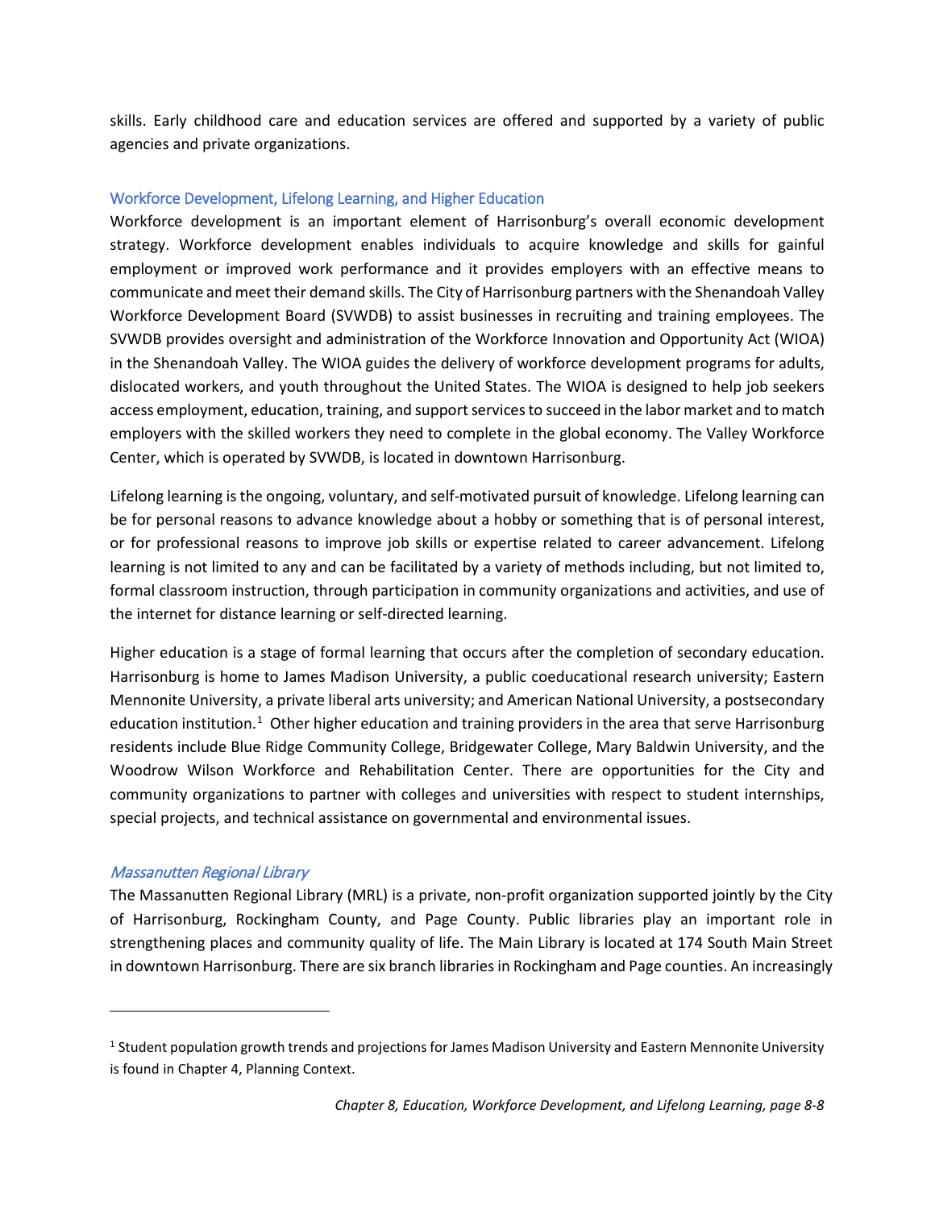skills. Early childhood care and education services are offered and supported by a variety of public agencies and private organizations.

### Workforce Development, Lifelong Learning, and Higher Education

Workforce development is an important element of Harrisonburg's overall economic development strategy. Workforce development enables individuals to acquire knowledge and skills for gainful employment or improved work performance and it provides employers with an effective means to communicate and meet their demand skills. The City of Harrisonburg partners with the Shenandoah Valley Workforce Development Board (SVWDB) to assist businesses in recruiting and training employees. The SVWDB provides oversight and administration of the Workforce Innovation and Opportunity Act (WIOA) in the Shenandoah Valley. The WIOA guides the delivery of workforce development programs for adults, dislocated workers, and youth throughout the United States. The WIOA is designed to help job seekers access employment, education, training, and support services to succeed in the labor market and to match employers with the skilled workers they need to complete in the global economy. The Valley Workforce Center, which is operated by SVWDB, is located in downtown Harrisonburg.

Lifelong learning is the ongoing, voluntary, and self-motivated pursuit of knowledge. Lifelong learning can be for personal reasons to advance knowledge about a hobby or something that is of personal interest, or for professional reasons to improve job skills or expertise related to career advancement. Lifelong learning is not limited to any and can be facilitated by a variety of methods including, but not limited to, formal classroom instruction, through participation in community organizations and activities, and use of the internet for distance learning or self-directed learning.

Higher education is a stage of formal learning that occurs after the completion of secondary education. Harrisonburg is home to James Madison University, a public coeducational research university; Eastern Mennonite University, a private liberal arts university; and American National University, a postsecondary education institution.[1] Other higher education and training providers in the area that serve Harrisonburg residents include Blue Ridge Community College, Bridgewater College, Mary Baldwin University, and the Woodrow Wilson Workforce and Rehabilitation Center. There are opportunities for the City and community organizations to partner with colleges and universities with respect to student internships, special projects, and technical assistance on governmental and environmental issues.

#### *Massanutten Regional Library*

The Massanutten Regional Library (MRL) is a private, non-profit organization supported jointly by the City of Harrisonburg, Rockingham County, and Page County. Public libraries play an important role in strengthening places and community quality of life. The Main Library is located at 174 South Main Street in downtown Harrisonburg. There are six branch libraries in Rockingham and Page counties. An increasingly

---

[1] Student population growth trends and projections for James Madison University and Eastern Mennonite University is found in Chapter 4, Planning Context.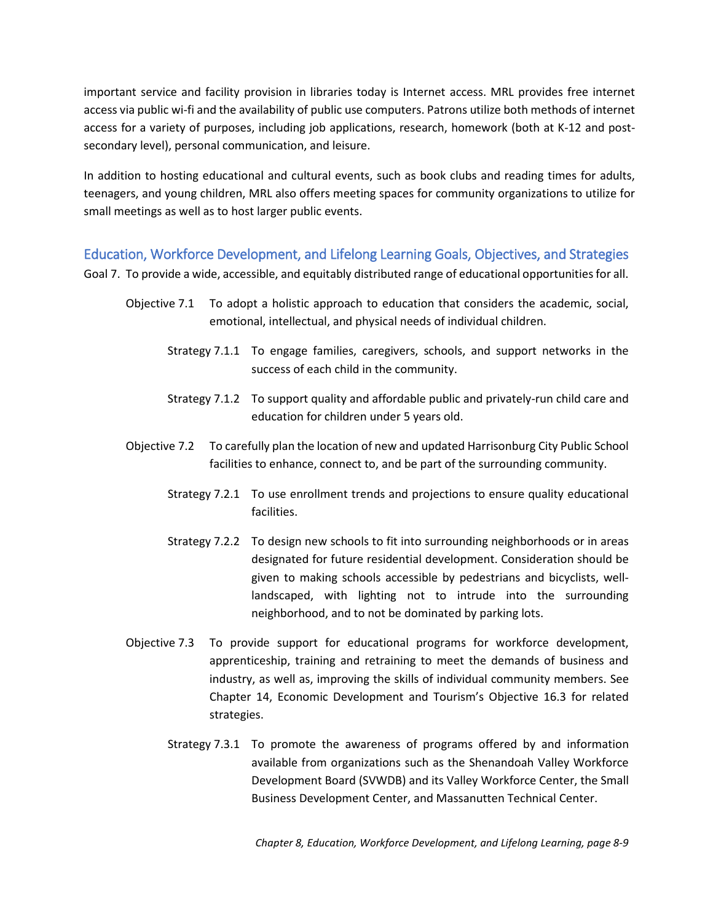important service and facility provision in libraries today is Internet access. MRL provides free internet access via public wi-fi and the availability of public use computers. Patrons utilize both methods of internet access for a variety of purposes, including job applications, research, homework (both at K-12 and post-secondary level), personal communication, and leisure.

In addition to hosting educational and cultural events, such as book clubs and reading times for adults, teenagers, and young children, MRL also offers meeting spaces for community organizations to utilize for small meetings as well as to host larger public events.

## Education, Workforce Development, and Lifelong Learning Goals, Objectives, and Strategies

Goal 7. To provide a wide, accessible, and equitably distributed range of educational opportunities for all.

Objective 7.1 To adopt a holistic approach to education that considers the academic, social, emotional, intellectual, and physical needs of individual children.

Strategy 7.1.1 To engage families, caregivers, schools, and support networks in the success of each child in the community.

Strategy 7.1.2 To support quality and affordable public and privately-run child care and education for children under 5 years old.

Objective 7.2 To carefully plan the location of new and updated Harrisonburg City Public School facilities to enhance, connect to, and be part of the surrounding community.

Strategy 7.2.1 To use enrollment trends and projections to ensure quality educational facilities.

Strategy 7.2.2 To design new schools to fit into surrounding neighborhoods or in areas designated for future residential development. Consideration should be given to making schools accessible by pedestrians and bicyclists, well-landscaped, with lighting not to intrude into the surrounding neighborhood, and to not be dominated by parking lots.

Objective 7.3 To provide support for educational programs for workforce development, apprenticeship, training and retraining to meet the demands of business and industry, as well as, improving the skills of individual community members. See Chapter 14, Economic Development and Tourism's Objective 16.3 for related strategies.

Strategy 7.3.1 To promote the awareness of programs offered by and information available from organizations such as the Shenandoah Valley Workforce Development Board (SVWDB) and its Valley Workforce Center, the Small Business Development Center, and Massanutten Technical Center.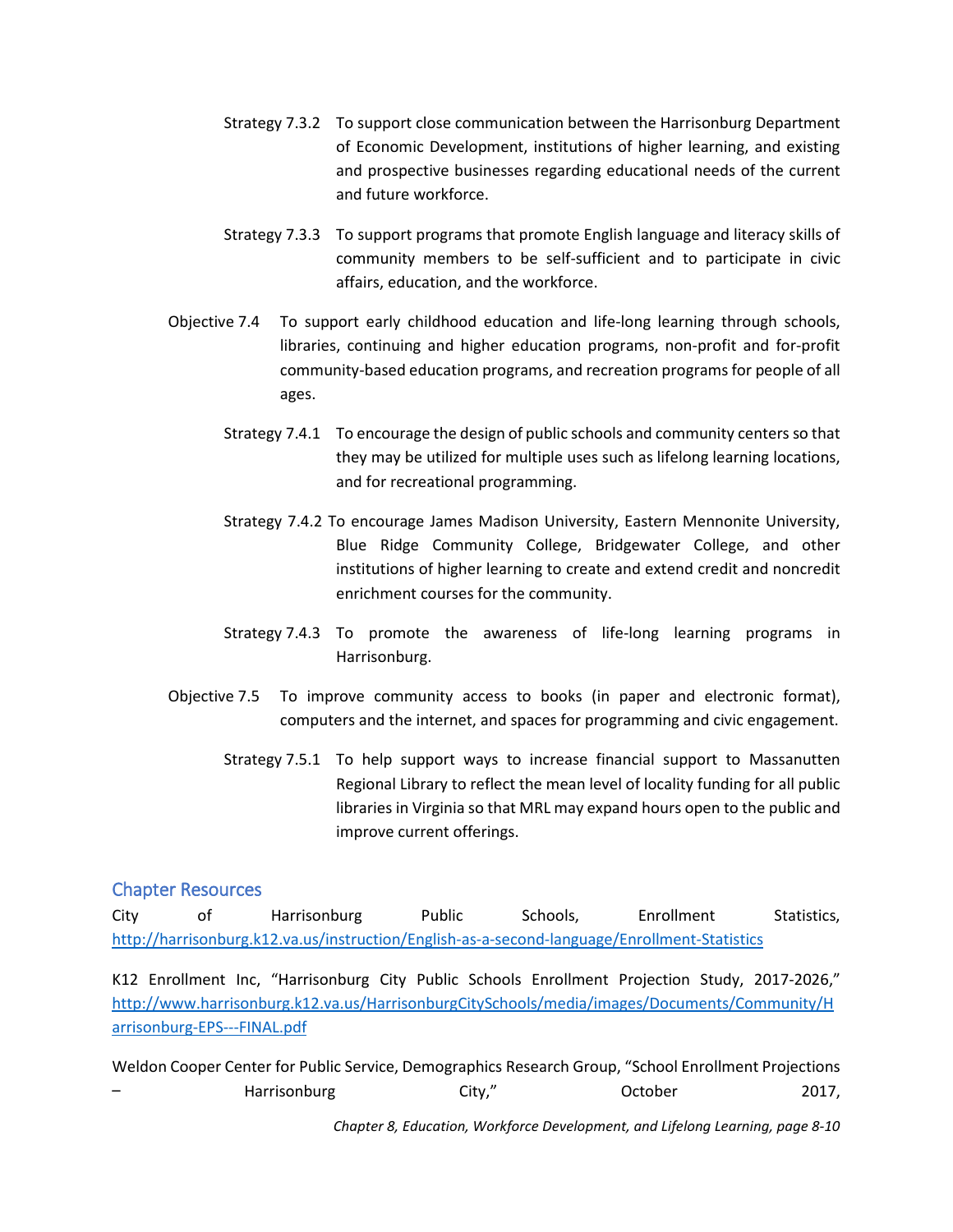Strategy 7.3.2 To support close communication between the Harrisonburg Department of Economic Development, institutions of higher learning, and existing and prospective businesses regarding educational needs of the current and future workforce.

Strategy 7.3.3 To support programs that promote English language and literacy skills of community members to be self-sufficient and to participate in civic affairs, education, and the workforce.

Objective 7.4 To support early childhood education and life-long learning through schools, libraries, continuing and higher education programs, non-profit and for-profit community-based education programs, and recreation programs for people of all ages.

Strategy 7.4.1 To encourage the design of public schools and community centers so that they may be utilized for multiple uses such as lifelong learning locations, and for recreational programming.

Strategy 7.4.2 To encourage James Madison University, Eastern Mennonite University, Blue Ridge Community College, Bridgewater College, and other institutions of higher learning to create and extend credit and noncredit enrichment courses for the community.

Strategy 7.4.3 To promote the awareness of life-long learning programs in Harrisonburg.

Objective 7.5 To improve community access to books (in paper and electronic format), computers and the internet, and spaces for programming and civic engagement.

Strategy 7.5.1 To help support ways to increase financial support to Massanutten Regional Library to reflect the mean level of locality funding for all public libraries in Virginia so that MRL may expand hours open to the public and improve current offerings.

## Chapter Resources

City of Harrisonburg Public Schools, Enrollment Statistics, http://harrisonburg.k12.va.us/instruction/English-as-a-second-language/Enrollment-Statistics

K12 Enrollment Inc, "Harrisonburg City Public Schools Enrollment Projection Study, 2017-2026," http://www.harrisonburg.k12.va.us/HarrisonburgCitySchools/media/images/Documents/Community/Harrisonburg-EPS---FINAL.pdf

Weldon Cooper Center for Public Service, Demographics Research Group, "School Enrollment Projections – Harrisonburg City," October 2017,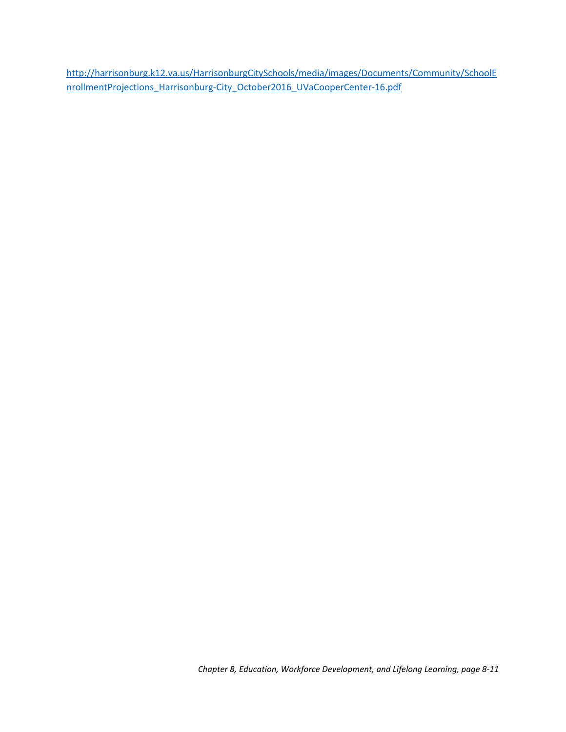http://harrisonburg.k12.va.us/HarrisonburgCitySchools/media/images/Documents/Community/SchoolEnrollmentProjections_Harrisonburg-City_October2016_UVaCooperCenter-16.pdf